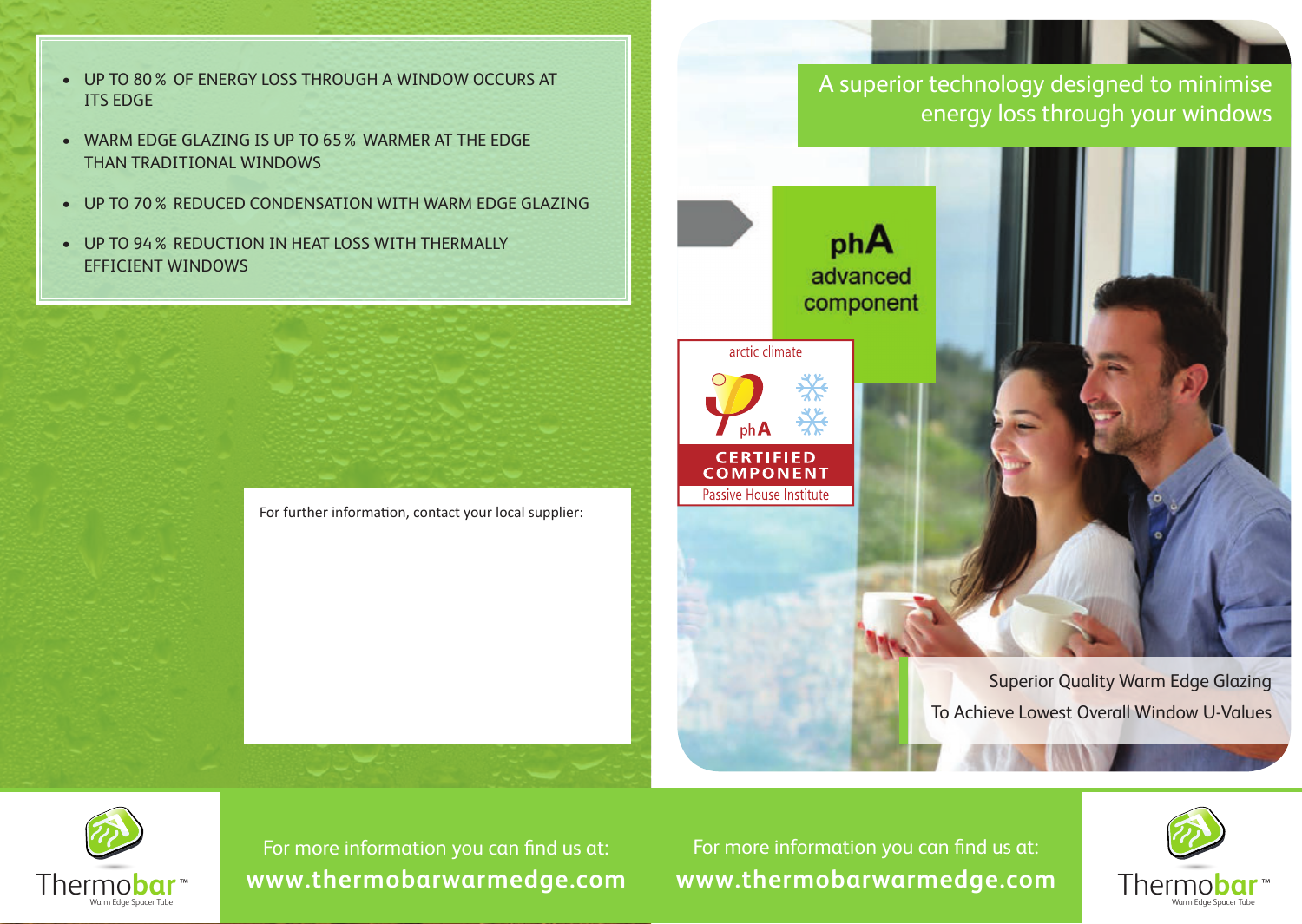- UP TO 80 % OF ENERGY LOSS THROUGH A WINDOW OCCURS AT ITS EDGE
- WARM EDGE GLAZING IS UP TO 65 % WARMER AT THE EDGE THAN TRADITIONAL WINDOWS
- UP TO 70 % REDUCED CONDENSATION WITH WARM EDGE GLAZING
- UP TO 94 % REDUCTION IN HEAT LOSS WITH THERMALLY EFFICIENT WINDOWS

For further information, contact your local supplier:

Thermobar™
Warm Edge Spacer Tube

For more information you can find us at:
**www.thermobarwarmedge.com**

# A superior technology designed to minimise energy loss through your windows

phA advanced component

arctic climate

phA

CERTIFIED COMPONENT

Passive House Institute

Superior Quality Warm Edge Glazing
To Achieve Lowest Overall Window U-Values

For more information you can find us at:
**www.thermobarwarmedge.com**

Thermobar™
Warm Edge Spacer Tube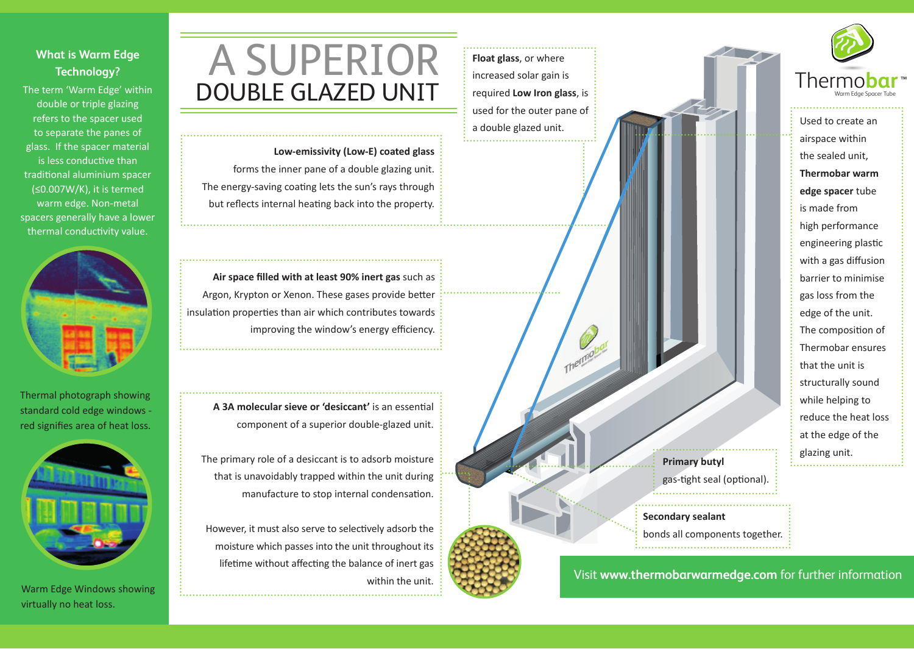# A SUPERIOR DOUBLE GLAZED UNIT

## What is Warm Edge Technology?

The term 'Warm Edge' within double or triple glazing refers to the spacer used to separate the panes of glass. If the spacer material is less conductive than traditional aluminium spacer (≤0.007W/K), it is termed warm edge. Non-metal spacers generally have a lower thermal conductivity value.

Thermal photograph showing standard cold edge windows - red signifies area of heat loss.

Warm Edge Windows showing virtually no heat loss.

**Float glass**, or where increased solar gain is required **Low Iron glass**, is used for the outer pane of a double glazed unit.

**Low-emissivity (Low-E) coated glass** forms the inner pane of a double glazing unit. The energy-saving coating lets the sun's rays through but reflects internal heating back into the property.

**Air space filled with at least 90% inert gas** such as Argon, Krypton or Xenon. These gases provide better insulation properties than air which contributes towards improving the window's energy efficiency.

**A 3A molecular sieve or 'desiccant'** is an essential component of a superior double-glazed unit.

The primary role of a desiccant is to adsorb moisture that is unavoidably trapped within the unit during manufacture to stop internal condensation.

However, it must also serve to selectively adsorb the moisture which passes into the unit throughout its lifetime without affecting the balance of inert gas within the unit.

Thermobar™
Warm Edge Spacer Tube

Used to create an airspace within the sealed unit, **Thermobar warm edge spacer** tube is made from high performance engineering plastic with a gas diffusion barrier to minimise gas loss from the edge of the unit. The composition of Thermobar ensures that the unit is structurally sound while helping to reduce the heat loss at the edge of the glazing unit.

**Primary butyl** gas-tight seal (optional).

**Secondary sealant** bonds all components together.

Visit **www.thermobarwarmedge.com** for further information